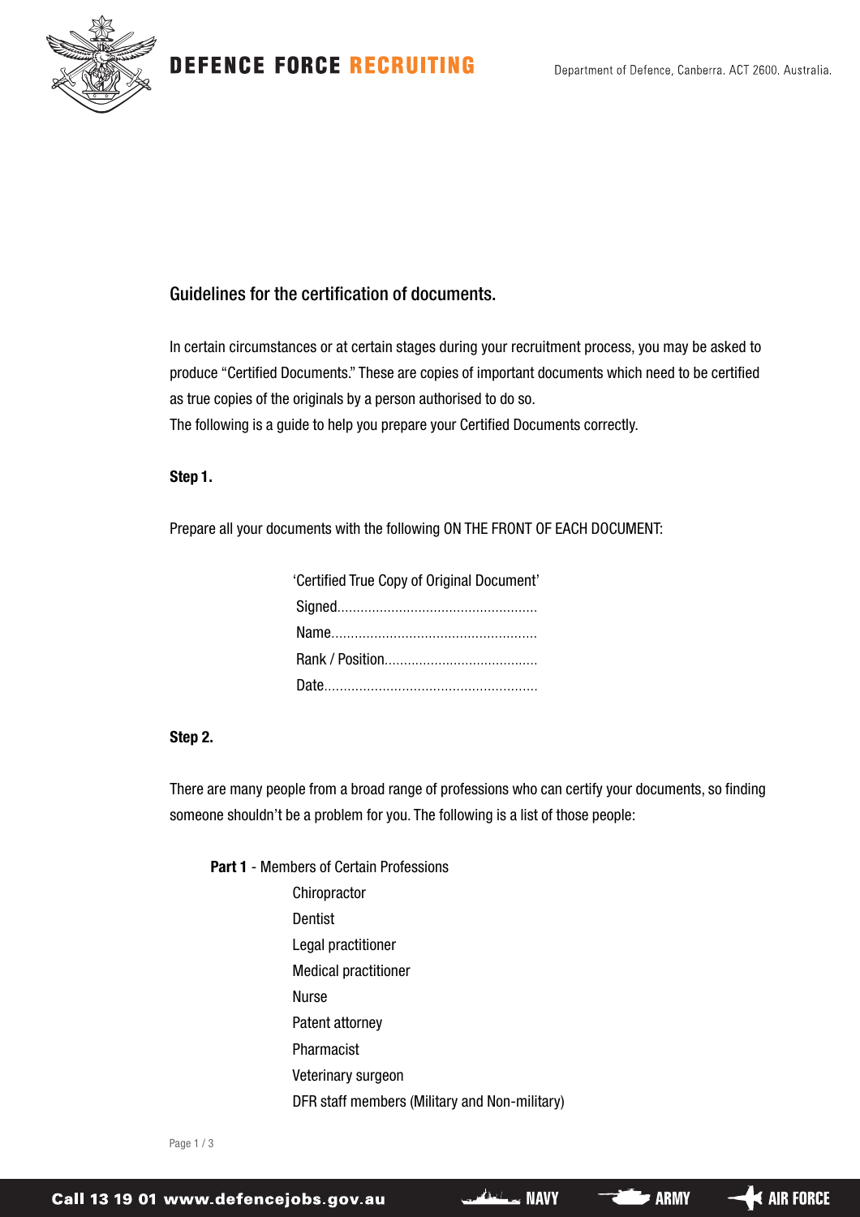# DEFENCE FORCE RECRUITING

Department of Defence, Canberra. ACT 2600. Australia.

## Guidelines for the certification of documents.

In certain circumstances or at certain stages during your recruitment process, you may be asked to produce "Certified Documents." These are copies of important documents which need to be certified as true copies of the originals by a person authorised to do so.

The following is a guide to help you prepare your Certified Documents correctly.

**Step 1.**

Prepare all your documents with the following ON THE FRONT OF EACH DOCUMENT:

'Certified True Copy of Original Document'
Signed...................................................
Name....................................................
Rank / Position.......................................
Date......................................................

**Step 2.**

There are many people from a broad range of professions who can certify your documents, so finding someone shouldn't be a problem for you. The following is a list of those people:

**Part 1** - Members of Certain Professions

- Chiropractor
- Dentist
- Legal practitioner
- Medical practitioner
- Nurse
- Patent attorney
- Pharmacist
- Veterinary surgeon
- DFR staff members (Military and Non-military)

Call 13 19 01 www.defencejobs.gov.au NAVY ARMY AIR FORCE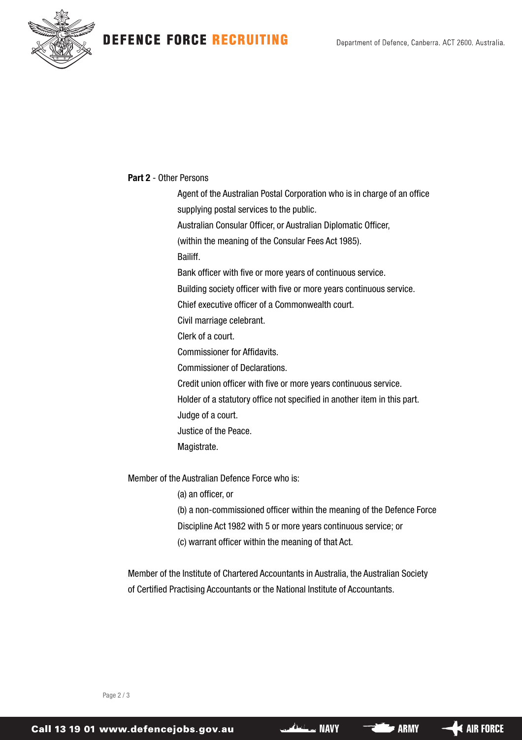**Part 2** - Other Persons

Agent of the Australian Postal Corporation who is in charge of an office supplying postal services to the public.

Australian Consular Officer, or Australian Diplomatic Officer, (within the meaning of the Consular Fees Act 1985).

Bailiff.

Bank officer with five or more years of continuous service.

Building society officer with five or more years continuous service.

Chief executive officer of a Commonwealth court.

Civil marriage celebrant.

Clerk of a court.

Commissioner for Affidavits.

Commissioner of Declarations.

Credit union officer with five or more years continuous service.

Holder of a statutory office not specified in another item in this part.

Judge of a court.

Justice of the Peace.

Magistrate.

Member of the Australian Defence Force who is:

(a) an officer, or

(b) a non-commissioned officer within the meaning of the Defence Force Discipline Act 1982 with 5 or more years continuous service; or

(c) warrant officer within the meaning of that Act.

Member of the Institute of Chartered Accountants in Australia, the Australian Society of Certified Practising Accountants or the National Institute of Accountants.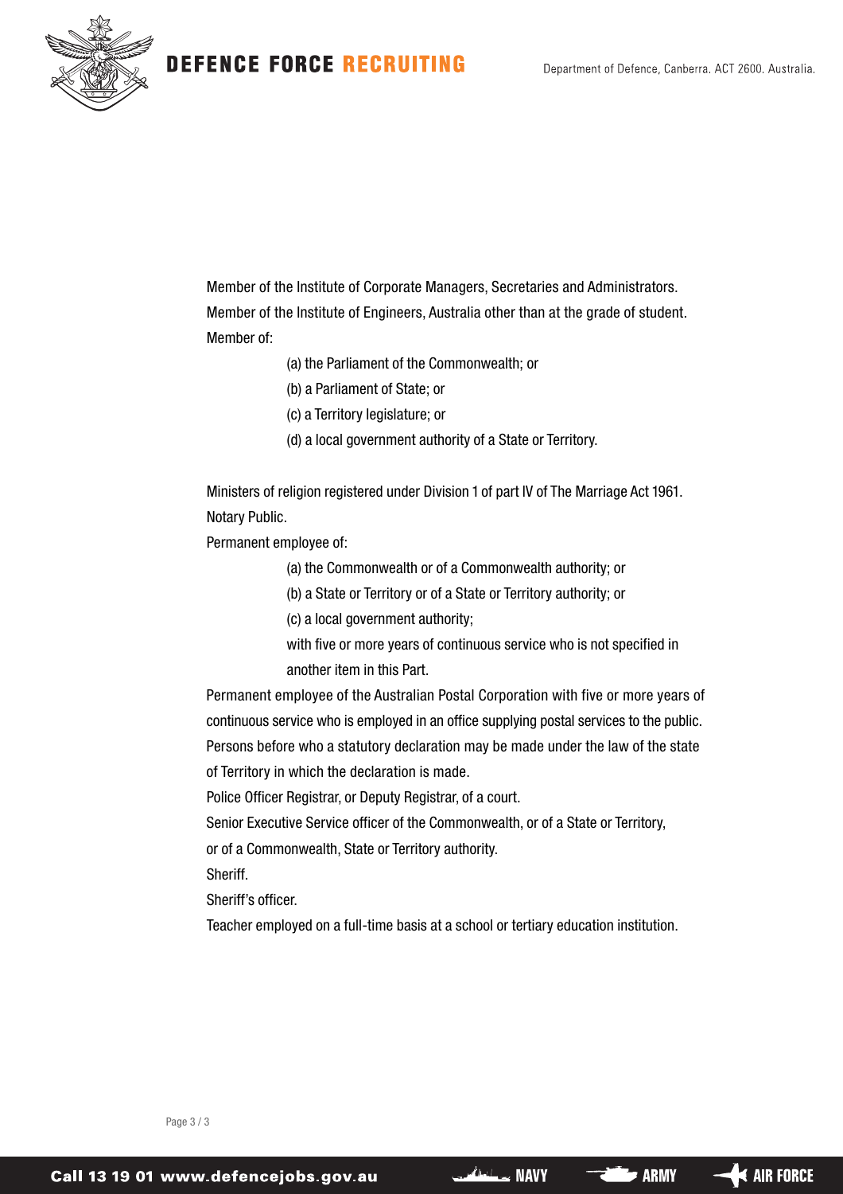Member of the Institute of Corporate Managers, Secretaries and Administrators.

Member of the Institute of Engineers, Australia other than at the grade of student.

Member of:

(a) the Parliament of the Commonwealth; or

(b) a Parliament of State; or

(c) a Territory legislature; or

(d) a local government authority of a State or Territory.

Ministers of religion registered under Division 1 of part IV of The Marriage Act 1961.

Notary Public.

Permanent employee of:

(a) the Commonwealth or of a Commonwealth authority; or

(b) a State or Territory or of a State or Territory authority; or

(c) a local government authority;

with five or more years of continuous service who is not specified in another item in this Part.

Permanent employee of the Australian Postal Corporation with five or more years of continuous service who is employed in an office supplying postal services to the public.

Persons before who a statutory declaration may be made under the law of the state of Territory in which the declaration is made.

Police Officer Registrar, or Deputy Registrar, of a court.

Senior Executive Service officer of the Commonwealth, or of a State or Territory, or of a Commonwealth, State or Territory authority.

Sheriff.

Sheriff's officer.

Teacher employed on a full-time basis at a school or tertiary education institution.